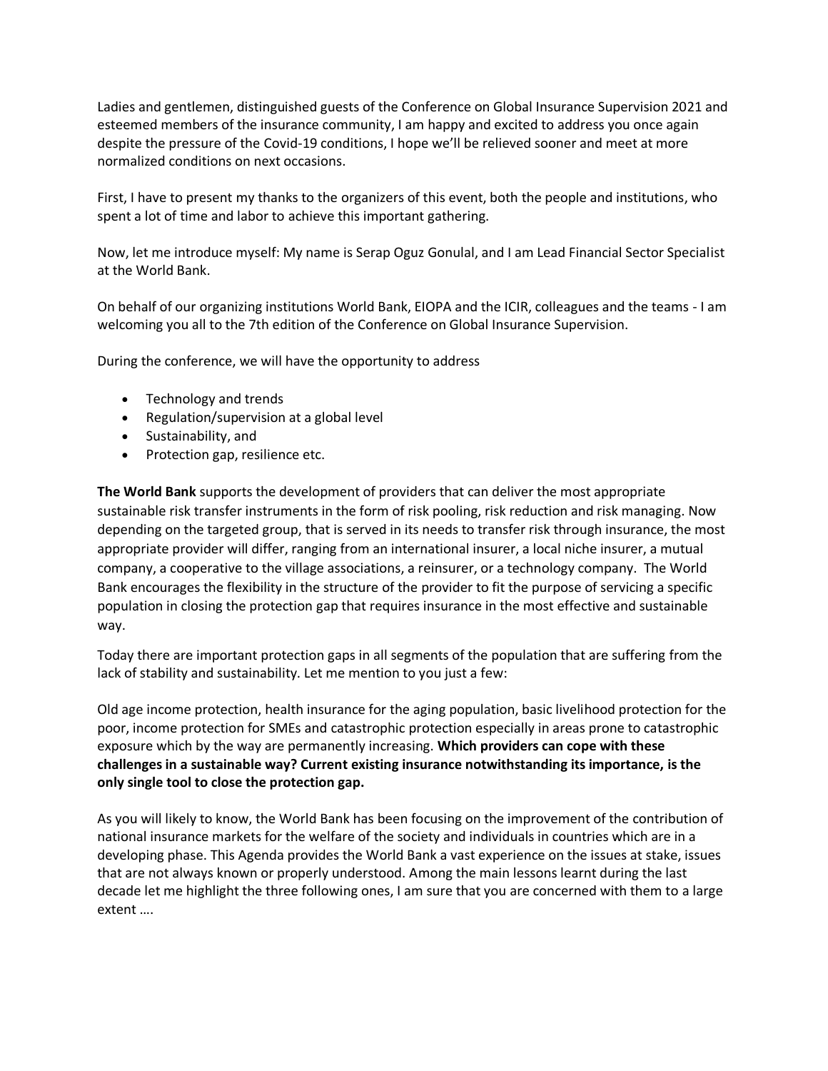Ladies and gentlemen, distinguished guests of the Conference on Global Insurance Supervision 2021 and esteemed members of the insurance community, I am happy and excited to address you once again despite the pressure of the Covid-19 conditions, I hope we'll be relieved sooner and meet at more normalized conditions on next occasions.

First, I have to present my thanks to the organizers of this event, both the people and institutions, who spent a lot of time and labor to achieve this important gathering.

Now, let me introduce myself: My name is Serap Oguz Gonulal, and I am Lead Financial Sector Specialist at the World Bank.

On behalf of our organizing institutions World Bank, EIOPA and the ICIR, colleagues and the teams - I am welcoming you all to the 7th edition of the Conference on Global Insurance Supervision.

During the conference, we will have the opportunity to address

- Technology and trends
- Regulation/supervision at a global level
- Sustainability, and
- Protection gap, resilience etc.

**The World Bank** supports the development of providers that can deliver the most appropriate sustainable risk transfer instruments in the form of risk pooling, risk reduction and risk managing. Now depending on the targeted group, that is served in its needs to transfer risk through insurance, the most appropriate provider will differ, ranging from an international insurer, a local niche insurer, a mutual company, a cooperative to the village associations, a reinsurer, or a technology company. The World Bank encourages the flexibility in the structure of the provider to fit the purpose of servicing a specific population in closing the protection gap that requires insurance in the most effective and sustainable way.

Today there are important protection gaps in all segments of the population that are suffering from the lack of stability and sustainability. Let me mention to you just a few:

Old age income protection, health insurance for the aging population, basic livelihood protection for the poor, income protection for SMEs and catastrophic protection especially in areas prone to catastrophic exposure which by the way are permanently increasing. **Which providers can cope with these challenges in a sustainable way? Current existing insurance notwithstanding its importance, is the only single tool to close the protection gap.**

As you will likely to know, the World Bank has been focusing on the improvement of the contribution of national insurance markets for the welfare of the society and individuals in countries which are in a developing phase. This Agenda provides the World Bank a vast experience on the issues at stake, issues that are not always known or properly understood. Among the main lessons learnt during the last decade let me highlight the three following ones, I am sure that you are concerned with them to a large extent ….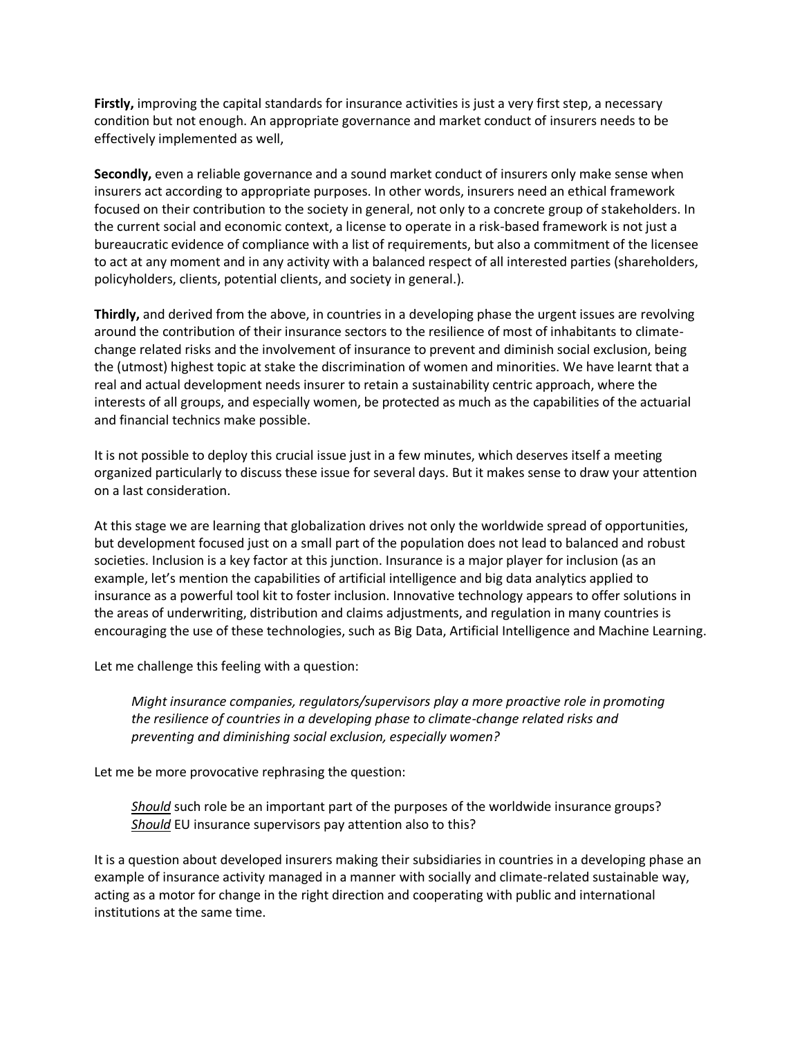**Firstly,** improving the capital standards for insurance activities is just a very first step, a necessary condition but not enough. An appropriate governance and market conduct of insurers needs to be effectively implemented as well,

**Secondly,** even a reliable governance and a sound market conduct of insurers only make sense when insurers act according to appropriate purposes. In other words, insurers need an ethical framework focused on their contribution to the society in general, not only to a concrete group of stakeholders. In the current social and economic context, a license to operate in a risk-based framework is not just a bureaucratic evidence of compliance with a list of requirements, but also a commitment of the licensee to act at any moment and in any activity with a balanced respect of all interested parties (shareholders, policyholders, clients, potential clients, and society in general.).

**Thirdly,** and derived from the above, in countries in a developing phase the urgent issues are revolving around the contribution of their insurance sectors to the resilience of most of inhabitants to climate-change related risks and the involvement of insurance to prevent and diminish social exclusion, being the (utmost) highest topic at stake the discrimination of women and minorities. We have learnt that a real and actual development needs insurer to retain a sustainability centric approach, where the interests of all groups, and especially women, be protected as much as the capabilities of the actuarial and financial technics make possible.

It is not possible to deploy this crucial issue just in a few minutes, which deserves itself a meeting organized particularly to discuss these issue for several days. But it makes sense to draw your attention on a last consideration.

At this stage we are learning that globalization drives not only the worldwide spread of opportunities, but development focused just on a small part of the population does not lead to balanced and robust societies. Inclusion is a key factor at this junction. Insurance is a major player for inclusion (as an example, let's mention the capabilities of artificial intelligence and big data analytics applied to insurance as a powerful tool kit to foster inclusion. Innovative technology appears to offer solutions in the areas of underwriting, distribution and claims adjustments, and regulation in many countries is encouraging the use of these technologies, such as Big Data, Artificial Intelligence and Machine Learning.

Let me challenge this feeling with a question:

> *Might insurance companies, regulators/supervisors play a more proactive role in promoting the resilience of countries in a developing phase to climate-change related risks and preventing and diminishing social exclusion, especially women?*

Let me be more provocative rephrasing the question:

> <u>*Should*</u> such role be an important part of the purposes of the worldwide insurance groups?
> <u>*Should*</u> EU insurance supervisors pay attention also to this?

It is a question about developed insurers making their subsidiaries in countries in a developing phase an example of insurance activity managed in a manner with socially and climate-related sustainable way, acting as a motor for change in the right direction and cooperating with public and international institutions at the same time.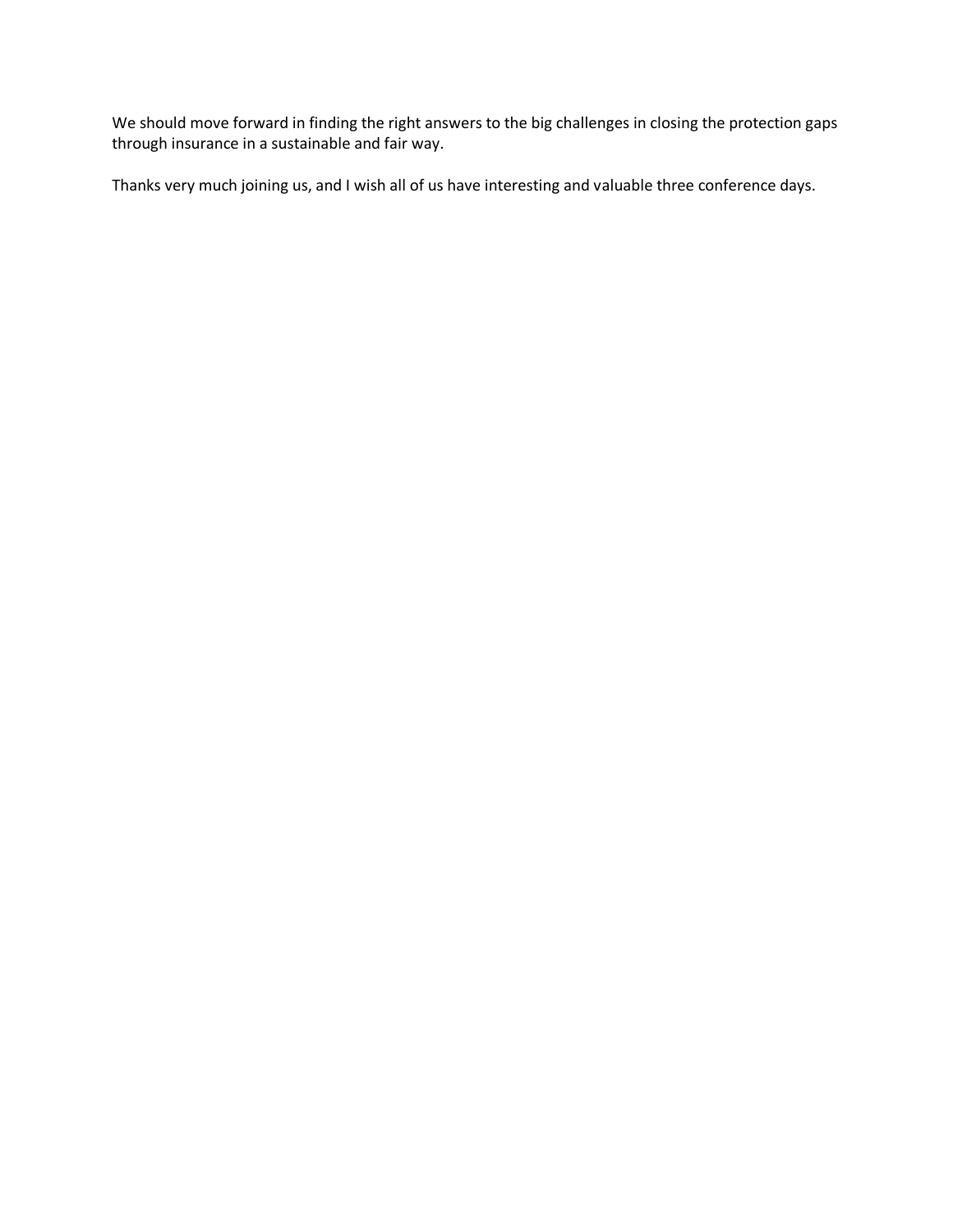We should move forward in finding the right answers to the big challenges in closing the protection gaps through insurance in a sustainable and fair way.

Thanks very much joining us, and I wish all of us have interesting and valuable three conference days.